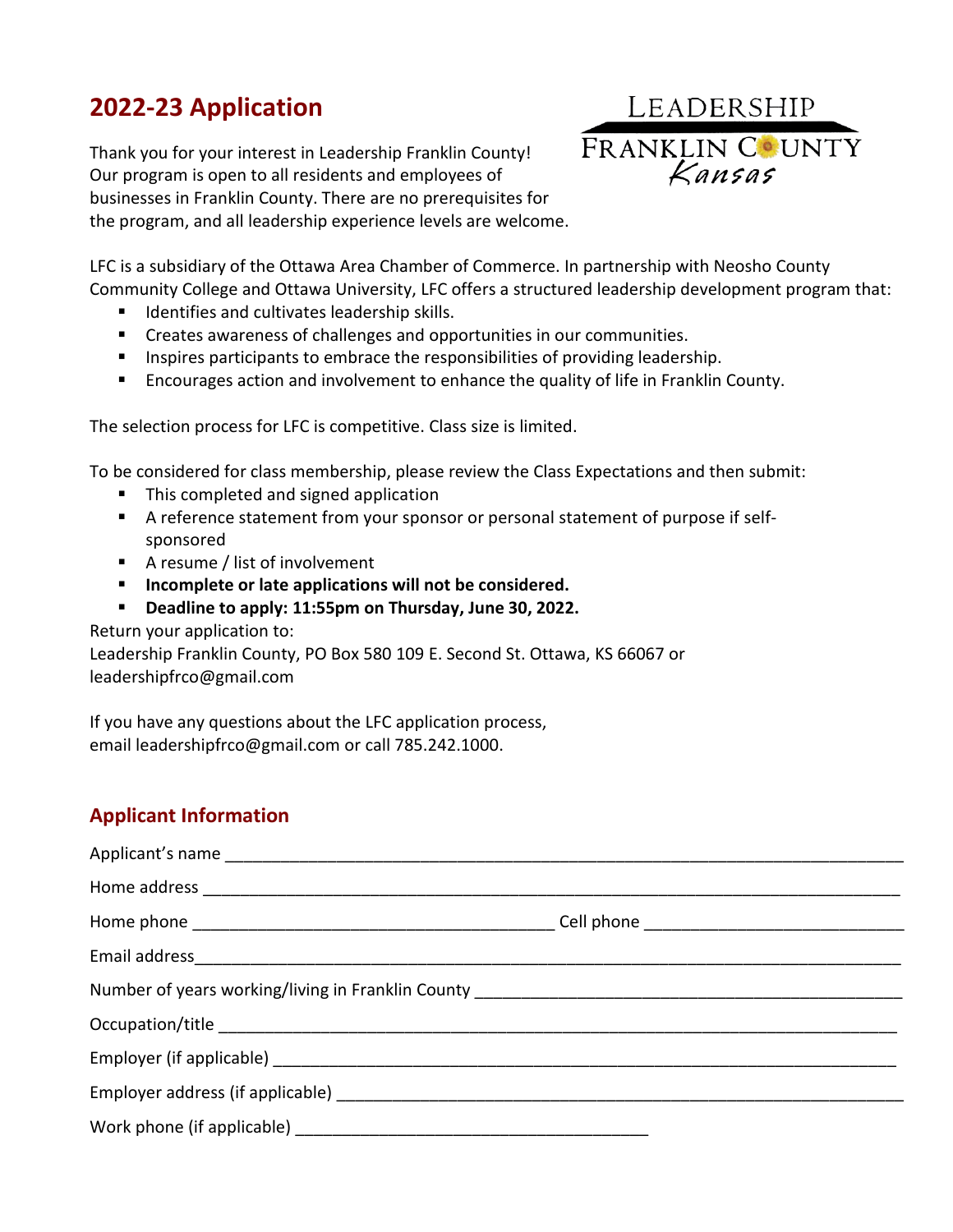## 2022-23 Application

LEADERSHIP
FRANKLIN COUNTY
Kansas

Thank you for your interest in Leadership Franklin County! Our program is open to all residents and employees of businesses in Franklin County. There are no prerequisites for the program, and all leadership experience levels are welcome.

LFC is a subsidiary of the Ottawa Area Chamber of Commerce. In partnership with Neosho County Community College and Ottawa University, LFC offers a structured leadership development program that:

- Identifies and cultivates leadership skills.
- Creates awareness of challenges and opportunities in our communities.
- Inspires participants to embrace the responsibilities of providing leadership.
- Encourages action and involvement to enhance the quality of life in Franklin County.

The selection process for LFC is competitive. Class size is limited.

To be considered for class membership, please review the Class Expectations and then submit:

- This completed and signed application
- A reference statement from your sponsor or personal statement of purpose if self-sponsored
- A resume / list of involvement
- **Incomplete or late applications will not be considered.**
- **Deadline to apply: 11:55pm on Thursday, June 30, 2022.**

Return your application to:
Leadership Franklin County, PO Box 580 109 E. Second St. Ottawa, KS 66067 or leadershipfrco@gmail.com

If you have any questions about the LFC application process, email leadershipfrco@gmail.com or call 785.242.1000.

## Applicant Information

Applicant's name ____________________________________________

Home address ____________________________________________

Home phone ______________________ Cell phone ______________________

Email address ____________________________________________

Number of years working/living in Franklin County ______________________

Occupation/title ____________________________________________

Employer (if applicable) ____________________________________________

Employer address (if applicable) ____________________________________________

Work phone (if applicable) ______________________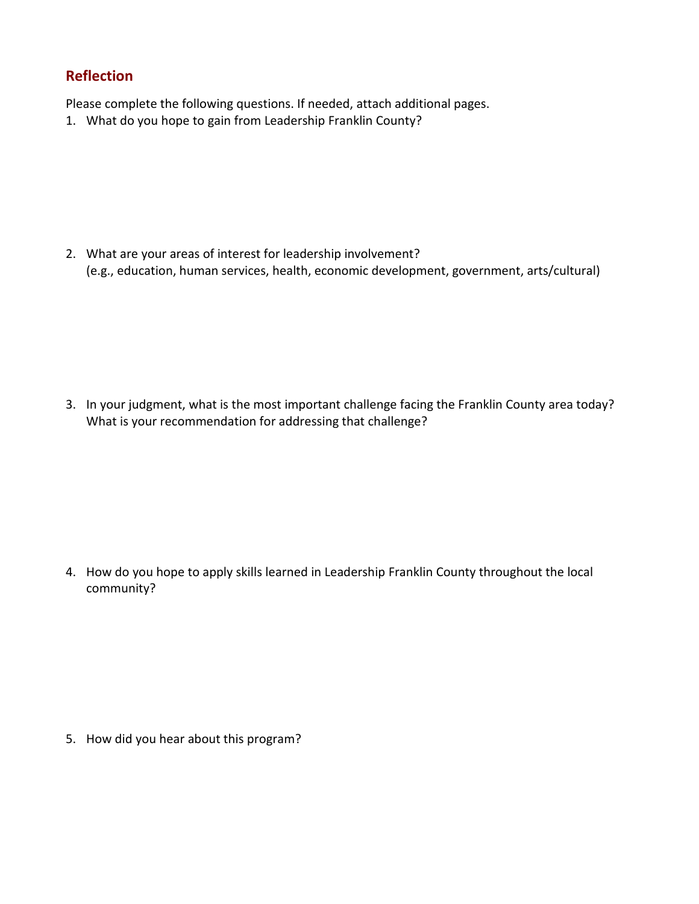## Reflection

Please complete the following questions. If needed, attach additional pages.

1. What do you hope to gain from Leadership Franklin County?

2. What are your areas of interest for leadership involvement?
   (e.g., education, human services, health, economic development, government, arts/cultural)

3. In your judgment, what is the most important challenge facing the Franklin County area today? What is your recommendation for addressing that challenge?

4. How do you hope to apply skills learned in Leadership Franklin County throughout the local community?

5. How did you hear about this program?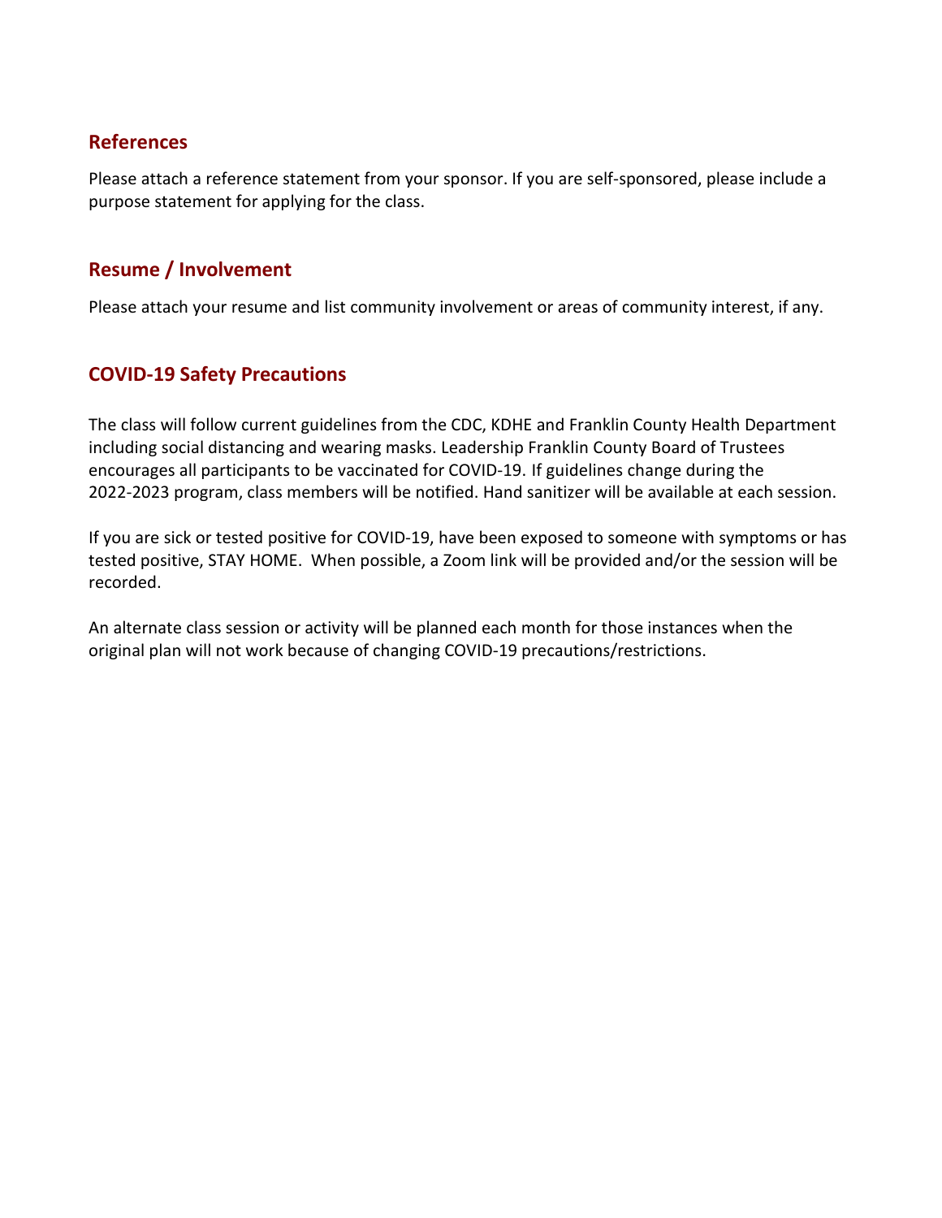## References

Please attach a reference statement from your sponsor. If you are self-sponsored, please include a purpose statement for applying for the class.

## Resume / Involvement

Please attach your resume and list community involvement or areas of community interest, if any.

## COVID-19 Safety Precautions

The class will follow current guidelines from the CDC, KDHE and Franklin County Health Department including social distancing and wearing masks. Leadership Franklin County Board of Trustees encourages all participants to be vaccinated for COVID-19. If guidelines change during the 2022-2023 program, class members will be notified. Hand sanitizer will be available at each session.

If you are sick or tested positive for COVID-19, have been exposed to someone with symptoms or has tested positive, STAY HOME. When possible, a Zoom link will be provided and/or the session will be recorded.

An alternate class session or activity will be planned each month for those instances when the original plan will not work because of changing COVID-19 precautions/restrictions.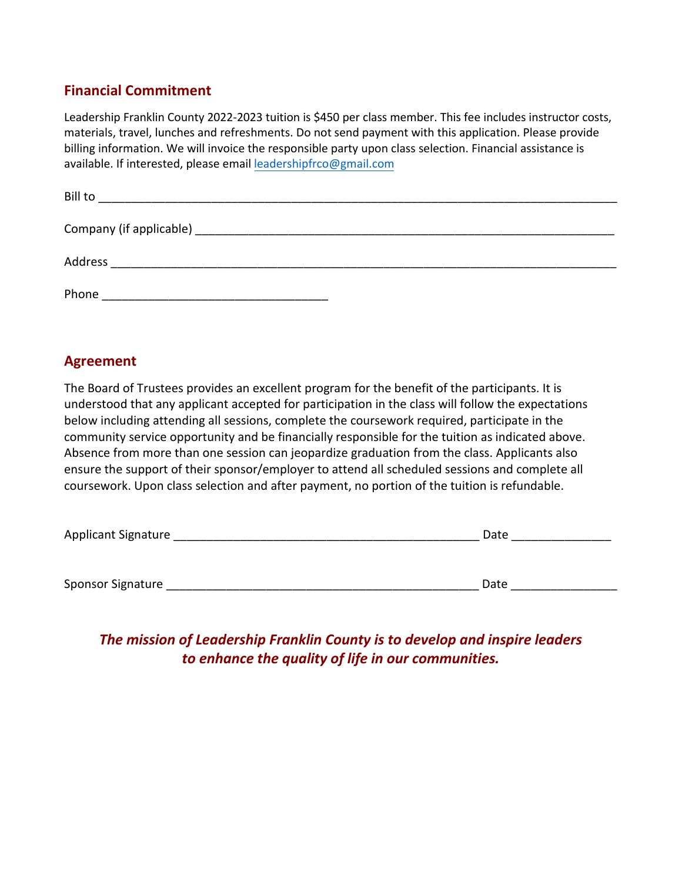## Financial Commitment

Leadership Franklin County 2022-2023 tuition is $450 per class member. This fee includes instructor costs, materials, travel, lunches and refreshments. Do not send payment with this application. Please provide billing information. We will invoice the responsible party upon class selection. Financial assistance is available. If interested, please email [leadershipfrco@gmail.com](mailto:leadershipfrco@gmail.com)

Bill to ___________________________________________________________________________

Company (if applicable) ________________________________________________________

Address __________________________________________________________________________

Phone __________________________________

## Agreement

The Board of Trustees provides an excellent program for the benefit of the participants. It is understood that any applicant accepted for participation in the class will follow the expectations below including attending all sessions, complete the coursework required, participate in the community service opportunity and be financially responsible for the tuition as indicated above. Absence from more than one session can jeopardize graduation from the class. Applicants also ensure the support of their sponsor/employer to attend all scheduled sessions and complete all coursework. Upon class selection and after payment, no portion of the tuition is refundable.

Applicant Signature _______________________________________________ Date _______________

Sponsor Signature ________________________________________________ Date ________________

***The mission of Leadership Franklin County is to develop and inspire leaders to enhance the quality of life in our communities.***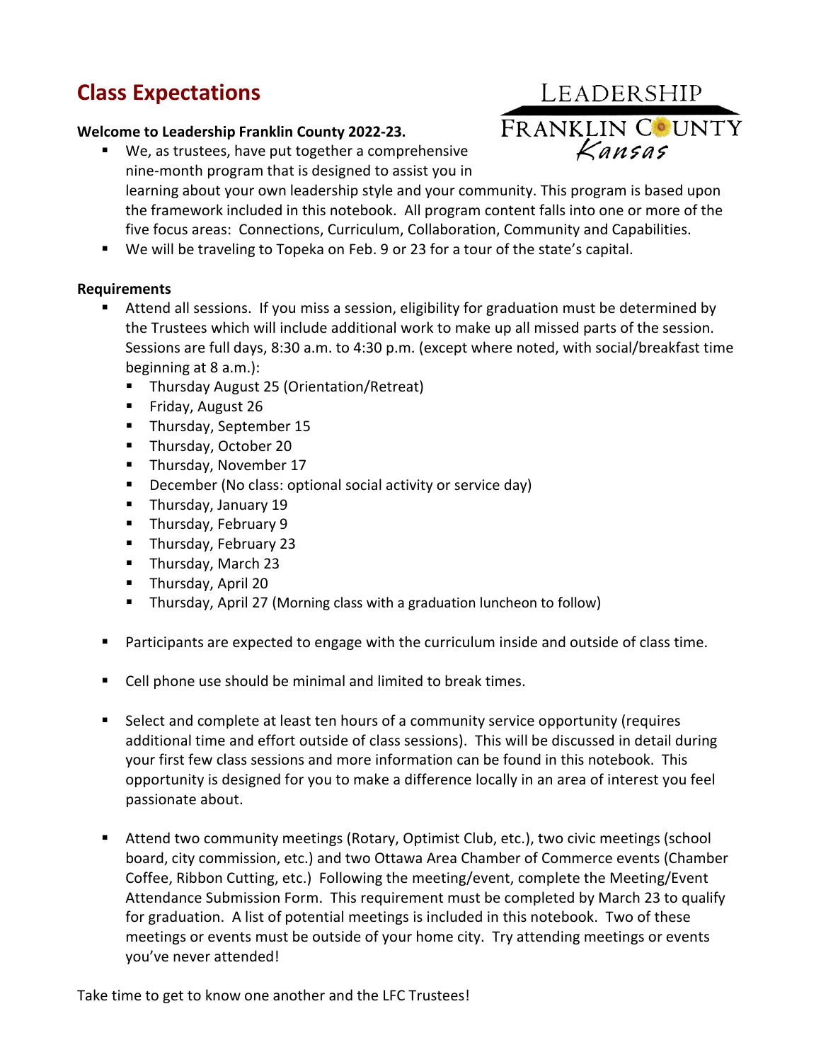# Class Expectations

LEADERSHIP
FRANKLIN COUNTY
Kansas

**Welcome to Leadership Franklin County 2022-23.**

- We, as trustees, have put together a comprehensive nine-month program that is designed to assist you in learning about your own leadership style and your community. This program is based upon the framework included in this notebook. All program content falls into one or more of the five focus areas: Connections, Curriculum, Collaboration, Community and Capabilities.
- We will be traveling to Topeka on Feb. 9 or 23 for a tour of the state's capital.

**Requirements**

- Attend all sessions. If you miss a session, eligibility for graduation must be determined by the Trustees which will include additional work to make up all missed parts of the session. Sessions are full days, 8:30 a.m. to 4:30 p.m. (except where noted, with social/breakfast time beginning at 8 a.m.):
  - Thursday August 25 (Orientation/Retreat)
  - Friday, August 26
  - Thursday, September 15
  - Thursday, October 20
  - Thursday, November 17
  - December (No class: optional social activity or service day)
  - Thursday, January 19
  - Thursday, February 9
  - Thursday, February 23
  - Thursday, March 23
  - Thursday, April 20
  - Thursday, April 27 (Morning class with a graduation luncheon to follow)

- Participants are expected to engage with the curriculum inside and outside of class time.

- Cell phone use should be minimal and limited to break times.

- Select and complete at least ten hours of a community service opportunity (requires additional time and effort outside of class sessions). This will be discussed in detail during your first few class sessions and more information can be found in this notebook. This opportunity is designed for you to make a difference locally in an area of interest you feel passionate about.

- Attend two community meetings (Rotary, Optimist Club, etc.), two civic meetings (school board, city commission, etc.) and two Ottawa Area Chamber of Commerce events (Chamber Coffee, Ribbon Cutting, etc.) Following the meeting/event, complete the Meeting/Event Attendance Submission Form. This requirement must be completed by March 23 to qualify for graduation. A list of potential meetings is included in this notebook. Two of these meetings or events must be outside of your home city. Try attending meetings or events you've never attended!

Take time to get to know one another and the LFC Trustees!